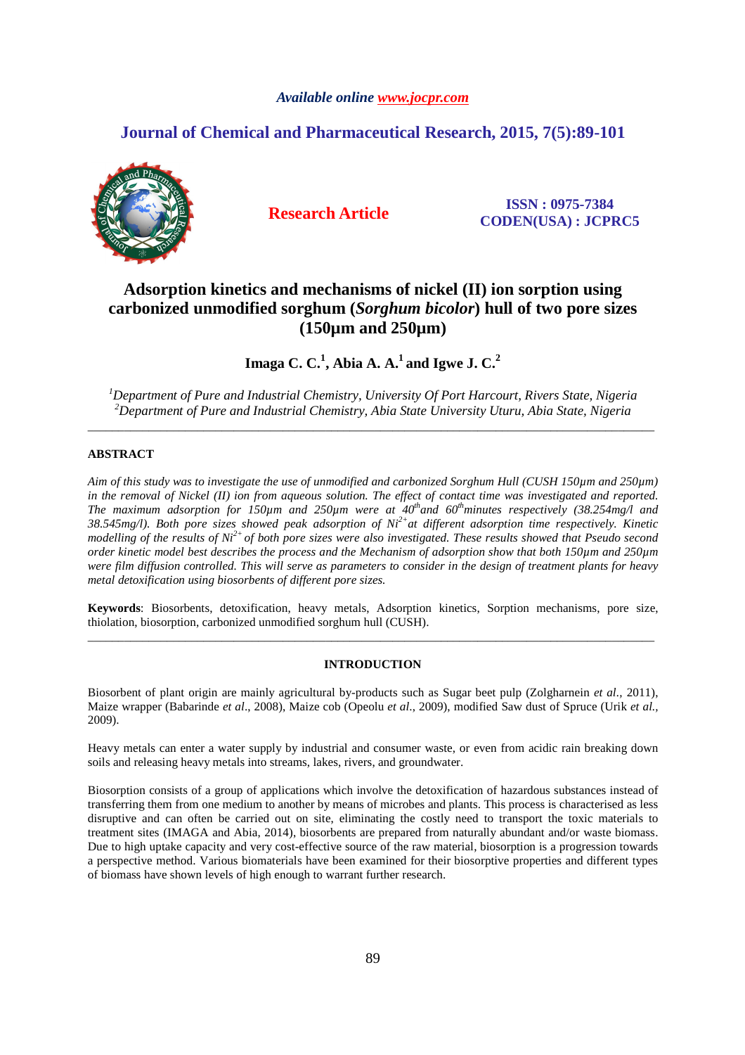*Available online www.jocpr.com*

**Journal of Chemical and Pharmaceutical Research, 2015, 7(5):89-101**

**Research Article**

**ISSN : 0975-7384**
**CODEN(USA) : JCPRC5**

# Adsorption kinetics and mechanisms of nickel (II) ion sorption using carbonized unmodified sorghum (*Sorghum bicolor*) hull of two pore sizes (150µm and 250µm)

**Imaga C. C.[1], Abia A. A.[1] and Igwe J. C.[2]**

*[1]Department of Pure and Industrial Chemistry, University Of Port Harcourt, Rivers State, Nigeria*
*[2]Department of Pure and Industrial Chemistry, Abia State University Uturu, Abia State, Nigeria*

---

## ABSTRACT

*Aim of this study was to investigate the use of unmodified and carbonized Sorghum Hull (CUSH 150µm and 250µm) in the removal of Nickel (II) ion from aqueous solution. The effect of contact time was investigated and reported. The maximum adsorption for 150µm and 250µm were at 40$^{th}$ and 60$^{th}$ minutes respectively (38.254mg/l and 38.545mg/l). Both pore sizes showed peak adsorption of $Ni^{2+}$ at different adsorption time respectively. Kinetic modelling of the results of $Ni^{2+}$ of both pore sizes were also investigated. These results showed that Pseudo second order kinetic model best describes the process and the Mechanism of adsorption show that both 150µm and 250µm were film diffusion controlled. This will serve as parameters to consider in the design of treatment plants for heavy metal detoxification using biosorbents of different pore sizes.*

**Keywords**: Biosorbents, detoxification, heavy metals, Adsorption kinetics, Sorption mechanisms, pore size, thiolation, biosorption, carbonized unmodified sorghum hull (CUSH).

---

## INTRODUCTION

Biosorbent of plant origin are mainly agricultural by-products such as Sugar beet pulp (Zolgharnein *et al.*, 2011), Maize wrapper (Babarinde *et al*., 2008), Maize cob (Opeolu *et al*., 2009), modified Saw dust of Spruce (Urik *et al.*, 2009).

Heavy metals can enter a water supply by industrial and consumer waste, or even from acidic rain breaking down soils and releasing heavy metals into streams, lakes, rivers, and groundwater.

Biosorption consists of a group of applications which involve the detoxification of hazardous substances instead of transferring them from one medium to another by means of microbes and plants. This process is characterised as less disruptive and can often be carried out on site, eliminating the costly need to transport the toxic materials to treatment sites (IMAGA and Abia, 2014), biosorbents are prepared from naturally abundant and/or waste biomass. Due to high uptake capacity and very cost-effective source of the raw material, biosorption is a progression towards a perspective method. Various biomaterials have been examined for their biosorptive properties and different types of biomass have shown levels of high enough to warrant further research.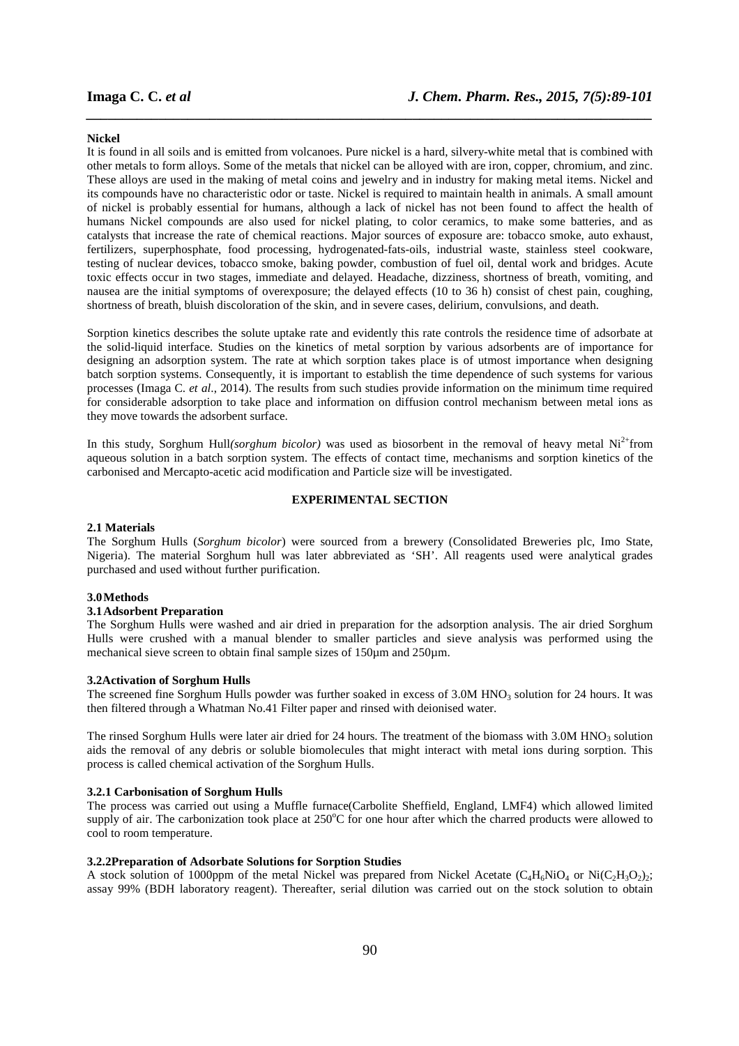**Nickel**

It is found in all soils and is emitted from volcanoes. Pure nickel is a hard, silvery-white metal that is combined with other metals to form alloys. Some of the metals that nickel can be alloyed with are iron, copper, chromium, and zinc. These alloys are used in the making of metal coins and jewelry and in industry for making metal items. Nickel and its compounds have no characteristic odor or taste. Nickel is required to maintain health in animals. A small amount of nickel is probably essential for humans, although a lack of nickel has not been found to affect the health of humans Nickel compounds are also used for nickel plating, to color ceramics, to make some batteries, and as catalysts that increase the rate of chemical reactions. Major sources of exposure are: tobacco smoke, auto exhaust, fertilizers, superphosphate, food processing, hydrogenated-fats-oils, industrial waste, stainless steel cookware, testing of nuclear devices, tobacco smoke, baking powder, combustion of fuel oil, dental work and bridges. Acute toxic effects occur in two stages, immediate and delayed. Headache, dizziness, shortness of breath, vomiting, and nausea are the initial symptoms of overexposure; the delayed effects (10 to 36 h) consist of chest pain, coughing, shortness of breath, bluish discoloration of the skin, and in severe cases, delirium, convulsions, and death.

Sorption kinetics describes the solute uptake rate and evidently this rate controls the residence time of adsorbate at the solid-liquid interface. Studies on the kinetics of metal sorption by various adsorbents are of importance for designing an adsorption system. The rate at which sorption takes place is of utmost importance when designing batch sorption systems. Consequently, it is important to establish the time dependence of such systems for various processes (Imaga C. *et al*., 2014). The results from such studies provide information on the minimum time required for considerable adsorption to take place and information on diffusion control mechanism between metal ions as they move towards the adsorbent surface.

In this study, Sorghum Hull*(sorghum bicolor)* was used as biosorbent in the removal of heavy metal $Ni^{2+}$from aqueous solution in a batch sorption system. The effects of contact time, mechanisms and sorption kinetics of the carbonised and Mercapto-acetic acid modification and Particle size will be investigated.

## EXPERIMENTAL SECTION

### 2.1 Materials

The Sorghum Hulls (*Sorghum bicolor*) were sourced from a brewery (Consolidated Breweries plc, Imo State, Nigeria). The material Sorghum hull was later abbreviated as 'SH'. All reagents used were analytical grades purchased and used without further purification.

### 3.0 Methods

### 3.1 Adsorbent Preparation

The Sorghum Hulls were washed and air dried in preparation for the adsorption analysis. The air dried Sorghum Hulls were crushed with a manual blender to smaller particles and sieve analysis was performed using the mechanical sieve screen to obtain final sample sizes of 150µm and 250µm.

### 3.2 Activation of Sorghum Hulls

The screened fine Sorghum Hulls powder was further soaked in excess of 3.0M $HNO_3$ solution for 24 hours. It was then filtered through a Whatman No.41 Filter paper and rinsed with deionised water.

The rinsed Sorghum Hulls were later air dried for 24 hours. The treatment of the biomass with 3.0M $HNO_3$ solution aids the removal of any debris or soluble biomolecules that might interact with metal ions during sorption. This process is called chemical activation of the Sorghum Hulls.

#### 3.2.1 Carbonisation of Sorghum Hulls

The process was carried out using a Muffle furnace(Carbolite Sheffield, England, LMF4) which allowed limited supply of air. The carbonization took place at 250°C for one hour after which the charred products were allowed to cool to room temperature.

#### 3.2.2 Preparation of Adsorbate Solutions for Sorption Studies

A stock solution of 1000ppm of the metal Nickel was prepared from Nickel Acetate ($C_4H_6NiO_4$ or $Ni(C_2H_3O_2)_2$; assay 99% (BDH laboratory reagent). Thereafter, serial dilution was carried out on the stock solution to obtain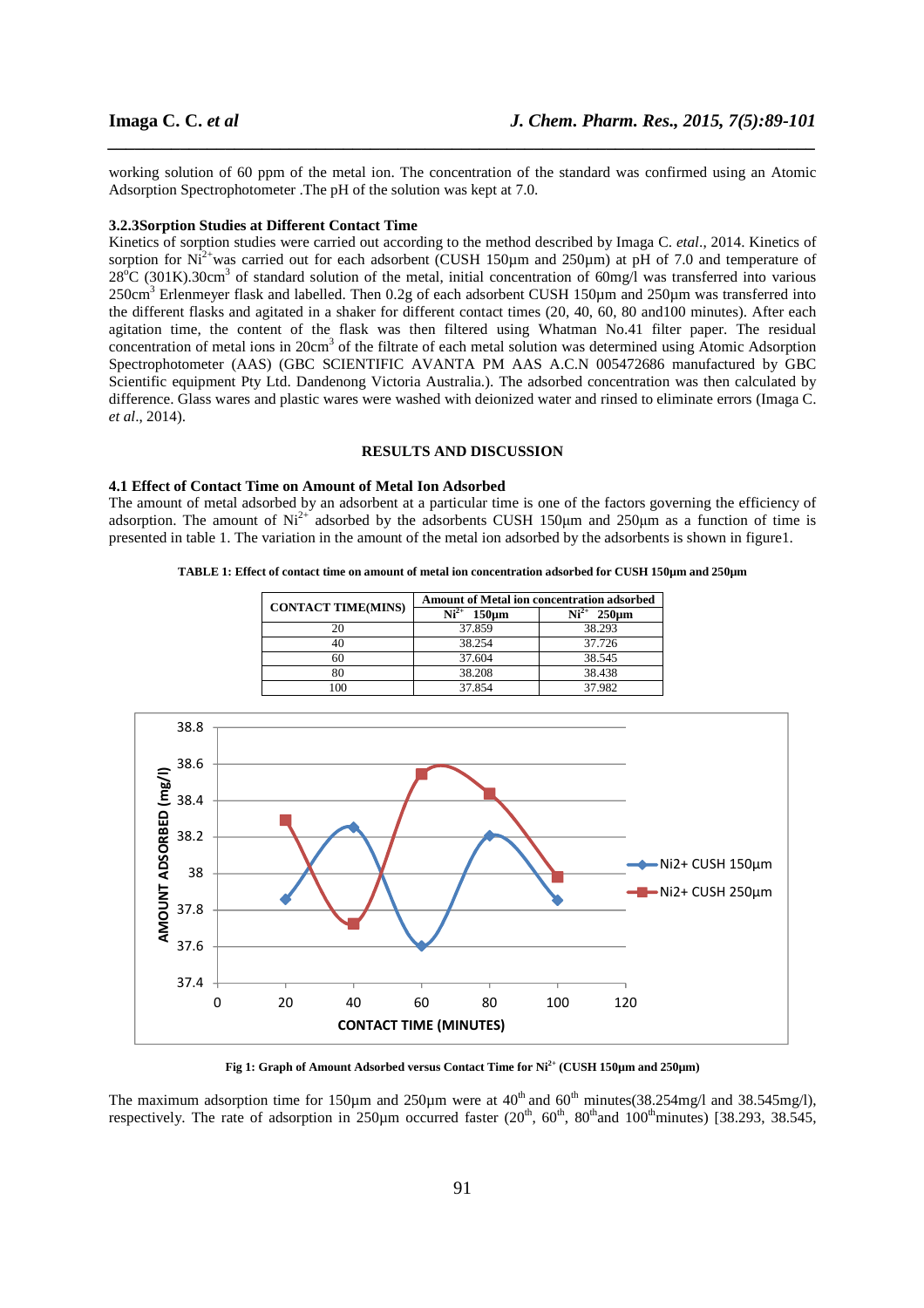working solution of 60 ppm of the metal ion. The concentration of the standard was confirmed using an Atomic Adsorption Spectrophotometer .The pH of the solution was kept at 7.0.

### 3.2.3Sorption Studies at Different Contact Time

Kinetics of sorption studies were carried out according to the method described by Imaga C. *etal*., 2014. Kinetics of sorption for $Ni^{2+}$was carried out for each adsorbent (CUSH 150µm and 250µm) at pH of 7.0 and temperature of 28°C (301K).30cm$^3$ of standard solution of the metal, initial concentration of 60mg/l was transferred into various 250cm$^3$ Erlenmeyer flask and labelled. Then 0.2g of each adsorbent CUSH 150µm and 250µm was transferred into the different flasks and agitated in a shaker for different contact times (20, 40, 60, 80 and100 minutes). After each agitation time, the content of the flask was then filtered using Whatman No.41 filter paper. The residual concentration of metal ions in 20cm$^3$ of the filtrate of each metal solution was determined using Atomic Adsorption Spectrophotometer (AAS) (GBC SCIENTIFIC AVANTA PM AAS A.C.N 005472686 manufactured by GBC Scientific equipment Pty Ltd. Dandenong Victoria Australia.). The adsorbed concentration was then calculated by difference. Glass wares and plastic wares were washed with deionized water and rinsed to eliminate errors (Imaga C. *et al*., 2014).

## RESULTS AND DISCUSSION

### 4.1 Effect of Contact Time on Amount of Metal Ion Adsorbed

The amount of metal adsorbed by an adsorbent at a particular time is one of the factors governing the efficiency of adsorption. The amount of $Ni^{2+}$ adsorbed by the adsorbents CUSH 150µm and 250µm as a function of time is presented in table 1. The variation in the amount of the metal ion adsorbed by the adsorbents is shown in figure1.

**TABLE 1: Effect of contact time on amount of metal ion concentration adsorbed for CUSH 150µm and 250µm**

| CONTACT TIME(MINS) | Amount of Metal ion concentration adsorbed | |
|---|---|---|
| | $Ni^{2+}$ 150µm | $Ni^{2+}$ 250µm |
| 20 | 37.859 | 38.293 |
| 40 | 38.254 | 37.726 |
| 60 | 37.604 | 38.545 |
| 80 | 38.208 | 38.438 |
| 100 | 37.854 | 37.982 |

**Fig 1: Graph of Amount Adsorbed versus Contact Time for $Ni^{2+}$ (CUSH 150µm and 250µm)**

The maximum adsorption time for 150µm and 250µm were at 40$^{th}$ and 60$^{th}$ minutes(38.254mg/l and 38.545mg/l), respectively. The rate of adsorption in 250µm occurred faster (20$^{th}$, 60$^{th}$, 80$^{th}$and 100$^{th}$minutes) [38.293, 38.545,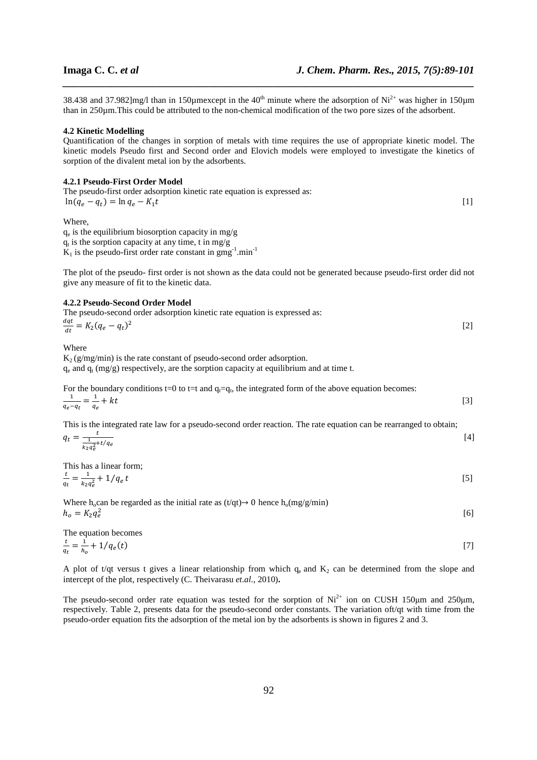38.438 and 37.982]mg/l than in 150µmexcept in the 40[th] minute where the adsorption of $Ni^{2+}$ was higher in 150µm than in 250µm.This could be attributed to the non-chemical modification of the two pore sizes of the adsorbent.

### 4.2 Kinetic Modelling

Quantification of the changes in sorption of metals with time requires the use of appropriate kinetic model. The kinetic models Pseudo first and Second order and Elovich models were employed to investigate the kinetics of sorption of the divalent metal ion by the adsorbents.

#### 4.2.1 Pseudo-First Order Model

The pseudo-first order adsorption kinetic rate equation is expressed as:

$$\ln(q_e - q_t) = \ln q_e - K_1 t \qquad [1]$$

Where,

$q_e$ is the equilibrium biosorption capacity in mg/g

$q_t$ is the sorption capacity at any time, t in mg/g

$K_1$ is the pseudo-first order rate constant in $gmg^{-1}.min^{-1}$

The plot of the pseudo- first order is not shown as the data could not be generated because pseudo-first order did not give any measure of fit to the kinetic data.

#### 4.2.2 Pseudo-Second Order Model

The pseudo-second order adsorption kinetic rate equation is expressed as:

$$\frac{dqt}{dt} = K_2(q_e - q_t)^2 \qquad [2]$$

Where

$K_2$ (g/mg/min) is the rate constant of pseudo-second order adsorption.

$q_e$ and $q_t$ (mg/g) respectively, are the sorption capacity at equilibrium and at time t.

For the boundary conditions t=0 to t=t and $q_t$=$q_t$, the integrated form of the above equation becomes:

$$\frac{1}{q_e - q_t} = \frac{1}{q_e} + kt \qquad [3]$$

This is the integrated rate law for a pseudo-second order reaction. The rate equation can be rearranged to obtain;

$$q_t = \frac{t}{\frac{1}{k_2 q_e^2} + t/q_e} \qquad [4]$$

This has a linear form;

$$\frac{t}{q_t} = \frac{1}{k_2 q_e^2} + 1/q_e\, t \qquad [5]$$

Where $h_o$can be regarded as the initial rate as (t/qt)→ 0 hence $h_o$(mg/g/min)

$$h_o = K_2 q_e^2 \qquad [6]$$

The equation becomes

$$\frac{t}{q_t} = \frac{1}{h_o} + 1/q_e(t) \qquad [7]$$

A plot of t/qt versus t gives a linear relationship from which $q_e$ and $K_2$ can be determined from the slope and intercept of the plot, respectively (C. Theivarasu *et.al.*, 2010)**.**

The pseudo-second order rate equation was tested for the sorption of $Ni^{2+}$ ion on CUSH 150µm and 250µm, respectively. Table 2, presents data for the pseudo-second order constants. The variation oft/qt with time from the pseudo-order equation fits the adsorption of the metal ion by the adsorbents is shown in figures 2 and 3.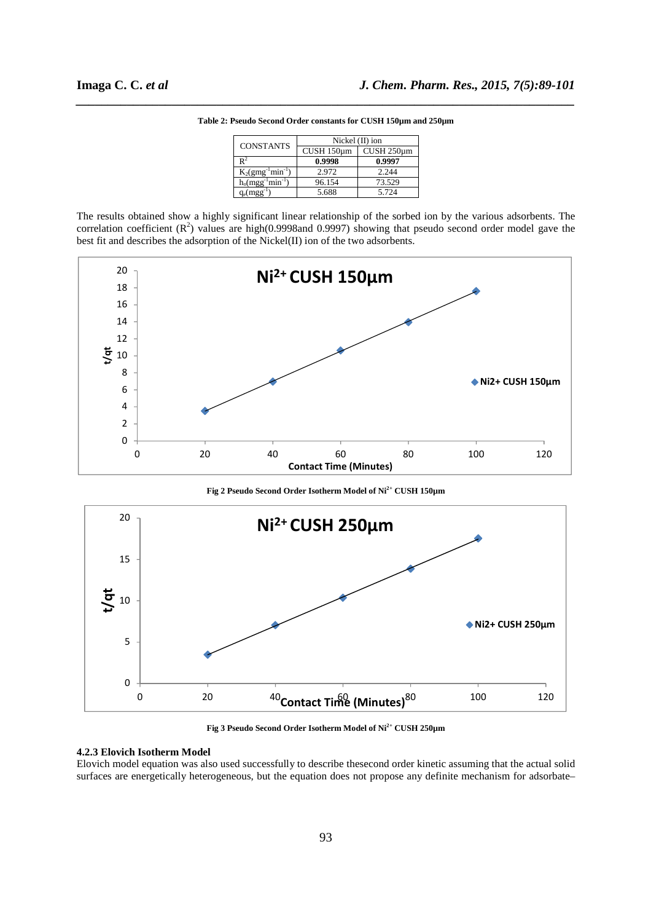**Table 2: Pseudo Second Order constants for CUSH 150µm and 250µm**

| CONSTANTS | Nickel (II) ion | |
|---|---|---|
| | CUSH 150µm | CUSH 250µm |
| $R^2$ | **0.9998** | **0.9997** |
| $K_2$(gmg$^{-1}$min$^{-1}$) | 2.972 | 2.244 |
| $h_o$(mgg$^{-1}$min$^{-1}$) | 96.154 | 73.529 |
| $q_e$(mgg$^{-1}$) | 5.688 | 5.724 |

The results obtained show a highly significant linear relationship of the sorbed ion by the various adsorbents. The correlation coefficient ($R^2$) values are high(0.9998and 0.9997) showing that pseudo second order model gave the best fit and describes the adsorption of the Nickel(II) ion of the two adsorbents.

**Fig 2 Pseudo Second Order Isotherm Model of $Ni^{2+}$ CUSH 150µm**

**Fig 3 Pseudo Second Order Isotherm Model of $Ni^{2+}$ CUSH 250µm**

### 4.2.3 Elovich Isotherm Model

Elovich model equation was also used successfully to describe thesecond order kinetic assuming that the actual solid surfaces are energetically heterogeneous, but the equation does not propose any definite mechanism for adsorbate–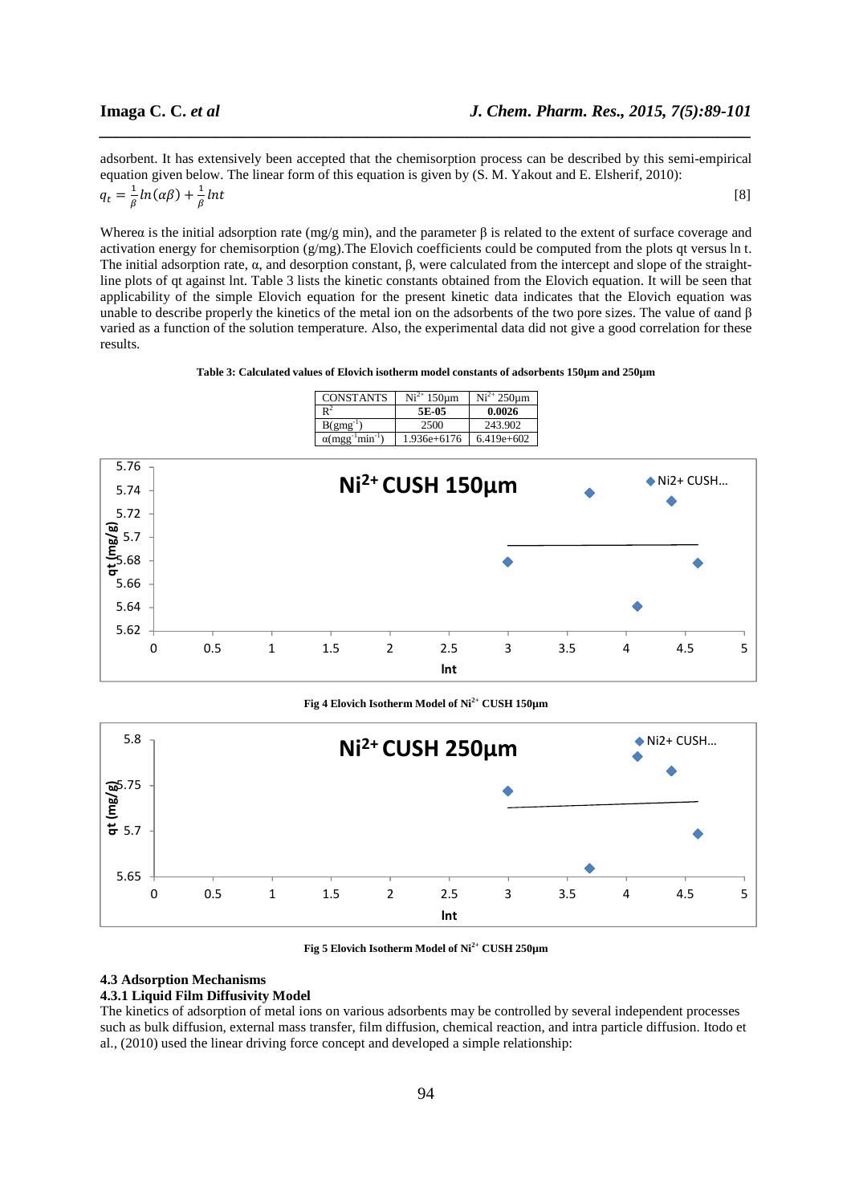adsorbent. It has extensively been accepted that the chemisorption process can be described by this semi-empirical equation given below. The linear form of this equation is given by (S. M. Yakout and E. Elsherif, 2010):

$$q_t = \frac{1}{\beta} ln(\alpha\beta) + \frac{1}{\beta} lnt \quad [8]$$

Whereα is the initial adsorption rate (mg/g min), and the parameter β is related to the extent of surface coverage and activation energy for chemisorption (g/mg).The Elovich coefficients could be computed from the plots qt versus ln t. The initial adsorption rate, α, and desorption constant, β, were calculated from the intercept and slope of the straight-line plots of qt against lnt. Table 3 lists the kinetic constants obtained from the Elovich equation. It will be seen that applicability of the simple Elovich equation for the present kinetic data indicates that the Elovich equation was unable to describe properly the kinetics of the metal ion on the adsorbents of the two pore sizes. The value of αand β varied as a function of the solution temperature. Also, the experimental data did not give a good correlation for these results.

**Table 3: Calculated values of Elovich isotherm model constants of adsorbents 150μm and 250μm**

| CONSTANTS | $Ni^{2+}$ 150μm | $Ni^{2+}$ 250μm |
|---|---|---|
| $R^2$ | **5E-05** | **0.0026** |
| B($gmg^{-1}$) | 2500 | 243.902 |
| α($mgg^{-1}min^{-1}$) | 1.936e+6176 | 6.419e+602 |

**Fig 4 Elovich Isotherm Model of $Ni^{2+}$ CUSH 150μm**

**Fig 5 Elovich Isotherm Model of $Ni^{2+}$ CUSH 250μm**

### 4.3 Adsorption Mechanisms

#### 4.3.1 Liquid Film Diffusivity Model

The kinetics of adsorption of metal ions on various adsorbents may be controlled by several independent processes such as bulk diffusion, external mass transfer, film diffusion, chemical reaction, and intra particle diffusion. Itodo et al., (2010) used the linear driving force concept and developed a simple relationship: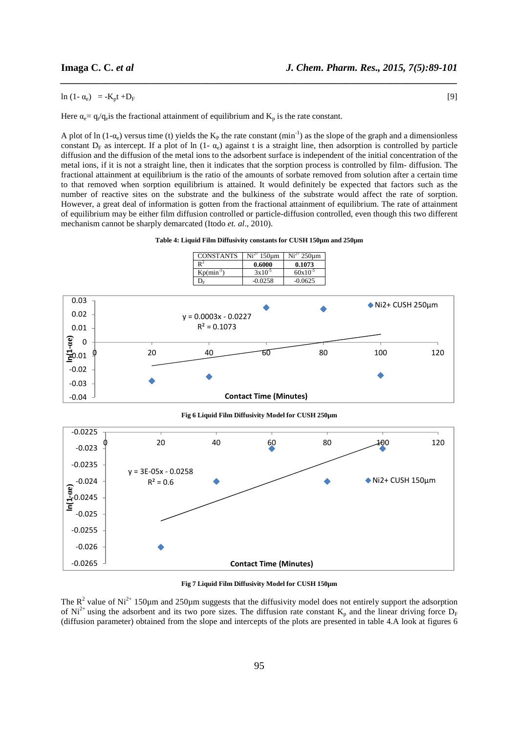$$\ln(1-\alpha_e) = -K_p t + D_F \qquad [9]$$

Here $\alpha_e = q_t/q_e$ is the fractional attainment of equilibrium and $K_p$ is the rate constant.

A plot of $\ln(1-\alpha_e)$ versus time (t) yields the $K_P$ the rate constant ($min^{-1}$) as the slope of the graph and a dimensionless constant $D_F$ as intercept. If a plot of $\ln(1-\alpha_e)$ against t is a straight line, then adsorption is controlled by particle diffusion and the diffusion of the metal ions to the adsorbent surface is independent of the initial concentration of the metal ions, if it is not a straight line, then it indicates that the sorption process is controlled by film- diffusion. The fractional attainment at equilibrium is the ratio of the amounts of sorbate removed from solution after a certain time to that removed when sorption equilibrium is attained. It would definitely be expected that factors such as the number of reactive sites on the substrate and the bulkiness of the substrate would affect the rate of sorption. However, a great deal of information is gotten from the fractional attainment of equilibrium. The rate of attainment of equilibrium may be either film diffusion controlled or particle-diffusion controlled, even though this two different mechanism cannot be sharply demarcated (Itodo *et. al*., 2010).

**Table 4: Liquid Film Diffusivity constants for CUSH 150µm and 250µm**

| CONSTANTS | $Ni^{2+}$ 150µm | $Ni^{2+}$ 250µm |
|---|---|---|
| $R^2$ | **0.6000** | **0.1073** |
| Kp($min^{-1}$) | $3x10^{-5}$ | $60x10^{-5}$ |
| $D_F$ | -0.0258 | -0.0625 |

**Fig 6 Liquid Film Diffusivity Model for CUSH 250µm**

**Fig 7 Liquid Film Diffusivity Model for CUSH 150µm**

The $R^2$ value of $Ni^{2+}$ 150µm and 250µm suggests that the diffusivity model does not entirely support the adsorption of $Ni^{2+}$ using the adsorbent and its two pore sizes. The diffusion rate constant $K_p$ and the linear driving force $D_F$ (diffusion parameter) obtained from the slope and intercepts of the plots are presented in table 4.A look at figures 6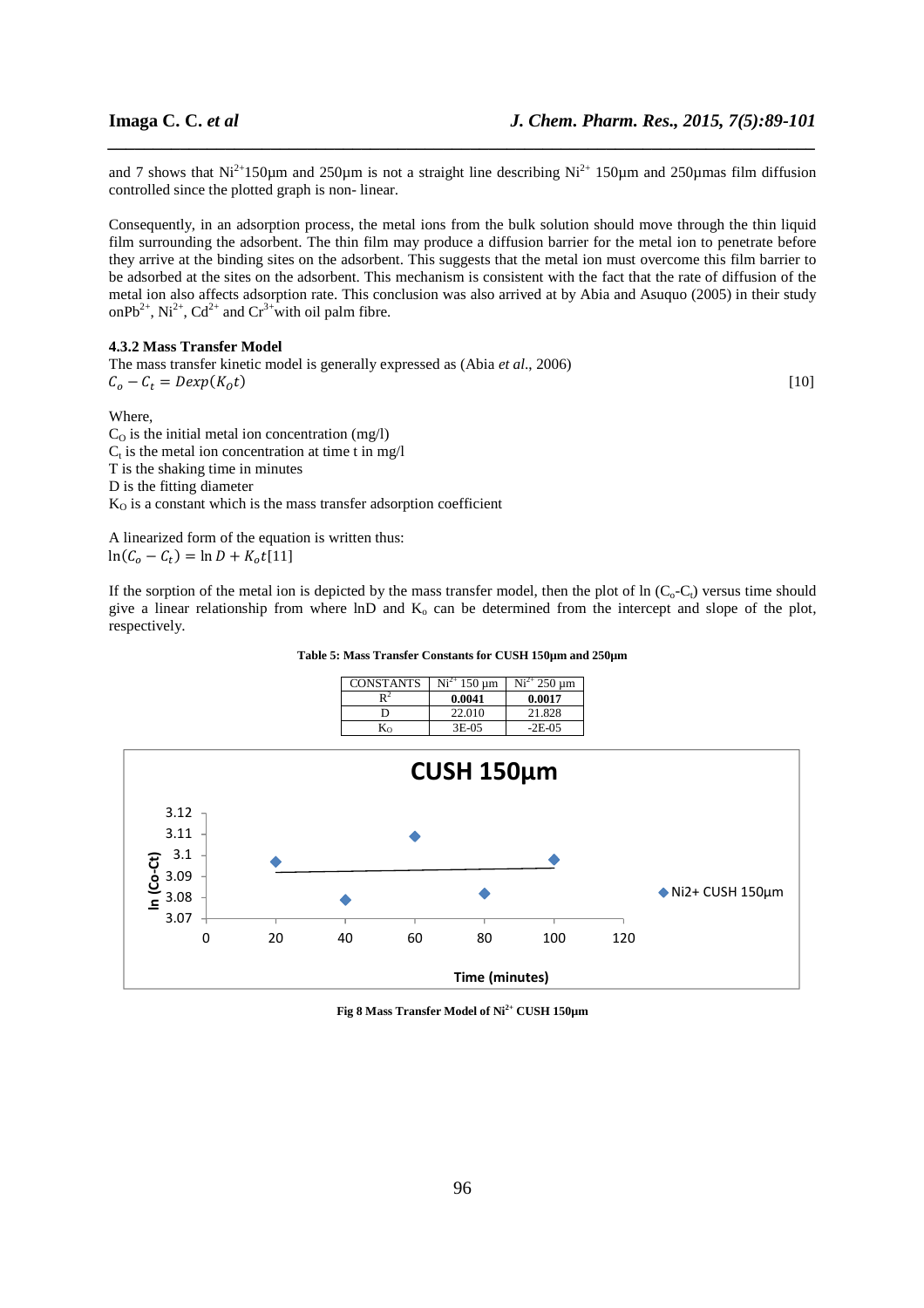and 7 shows that $Ni^{2+}$150µm and 250µm is not a straight line describing $Ni^{2+}$ 150µm and 250µmas film diffusion controlled since the plotted graph is non- linear.

Consequently, in an adsorption process, the metal ions from the bulk solution should move through the thin liquid film surrounding the adsorbent. The thin film may produce a diffusion barrier for the metal ion to penetrate before they arrive at the binding sites on the adsorbent. This suggests that the metal ion must overcome this film barrier to be adsorbed at the sites on the adsorbent. This mechanism is consistent with the fact that the rate of diffusion of the metal ion also affects adsorption rate. This conclusion was also arrived at by Abia and Asuquo (2005) in their study on$Pb^{2+}$, $Ni^{2+}$, $Cd^{2+}$ and $Cr^{3+}$with oil palm fibre.

#### 4.3.2 Mass Transfer Model

The mass transfer kinetic model is generally expressed as (Abia *et al*., 2006)

$$C_o - C_t = D\exp(K_O t) \quad [10]$$

Where,
$C_O$ is the initial metal ion concentration (mg/l)
$C_t$ is the metal ion concentration at time t in mg/l
T is the shaking time in minutes
D is the fitting diameter
$K_O$ is a constant which is the mass transfer adsorption coefficient

A linearized form of the equation is written thus:

$$\ln(C_o - C_t) = \ln D + K_o t \quad [11]$$

If the sorption of the metal ion is depicted by the mass transfer model, then the plot of ln ($C_o$-$C_t$) versus time should give a linear relationship from where lnD and $K_o$ can be determined from the intercept and slope of the plot, respectively.

**Table 5: Mass Transfer Constants for CUSH 150µm and 250µm**

| CONSTANTS | $Ni^{2+}$ 150 µm | $Ni^{2+}$ 250 µm |
|---|---|---|
| $R^2$ | **0.0041** | **0.0017** |
| D | 22.010 | 21.828 |
| $K_O$ | 3E-05 | -2E-05 |

**Fig 8 Mass Transfer Model of $Ni^{2+}$ CUSH 150µm**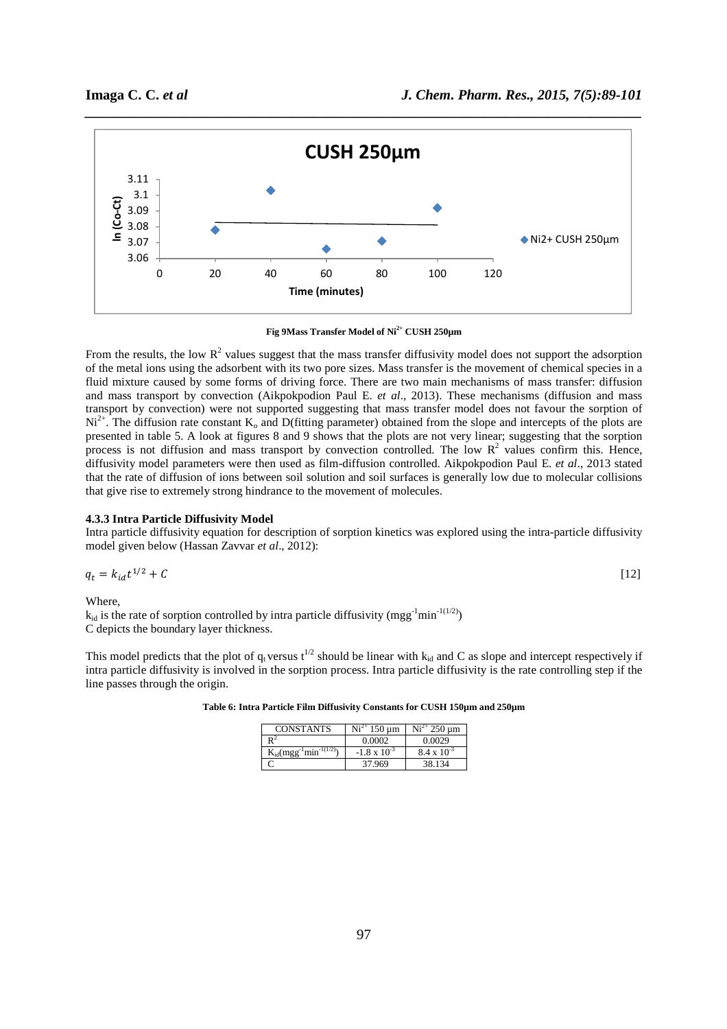Fig 9Mass Transfer Model of $Ni^{2+}$ CUSH 250μm

From the results, the low $R^2$ values suggest that the mass transfer diffusivity model does not support the adsorption of the metal ions using the adsorbent with its two pore sizes. Mass transfer is the movement of chemical species in a fluid mixture caused by some forms of driving force. There are two main mechanisms of mass transfer: diffusion and mass transport by convection (Aikpokpodion Paul E. *et al*., 2013). These mechanisms (diffusion and mass transport by convection) were not supported suggesting that mass transfer model does not favour the sorption of $Ni^{2+}$. The diffusion rate constant $K_o$ and D(fitting parameter) obtained from the slope and intercepts of the plots are presented in table 5. A look at figures 8 and 9 shows that the plots are not very linear; suggesting that the sorption process is not diffusion and mass transport by convection controlled. The low $R^2$ values confirm this. Hence, diffusivity model parameters were then used as film-diffusion controlled. Aikpokpodion Paul E. *et al*., 2013 stated that the rate of diffusion of ions between soil solution and soil surfaces is generally low due to molecular collisions that give rise to extremely strong hindrance to the movement of molecules.

### 4.3.3 Intra Particle Diffusivity Model

Intra particle diffusivity equation for description of sorption kinetics was explored using the intra-particle diffusivity model given below (Hassan Zavvar *et al*., 2012):

$$q_t = k_{id}t^{1/2} + C \qquad [12]$$

Where,

$k_{id}$ is the rate of sorption controlled by intra particle diffusivity ($mgg^{-1}min^{-1(1/2)}$)

C depicts the boundary layer thickness.

This model predicts that the plot of $q_t$ versus $t^{1/2}$ should be linear with $k_{id}$ and C as slope and intercept respectively if intra particle diffusivity is involved in the sorption process. Intra particle diffusivity is the rate controlling step if the line passes through the origin.

**Table 6: Intra Particle Film Diffusivity Constants for CUSH 150μm and 250μm**

| CONSTANTS | $Ni^{2+}$ 150 μm | $Ni^{2+}$ 250 μm |
|---|---|---|
| $R^2$ | 0.0002 | 0.0029 |
| $K_{id}$($mgg^{-1}min^{-1(1/2)}$) | $-1.8 \times 10^{-3}$ | $8.4 \times 10^{-3}$ |
| C | 37.969 | 38.134 |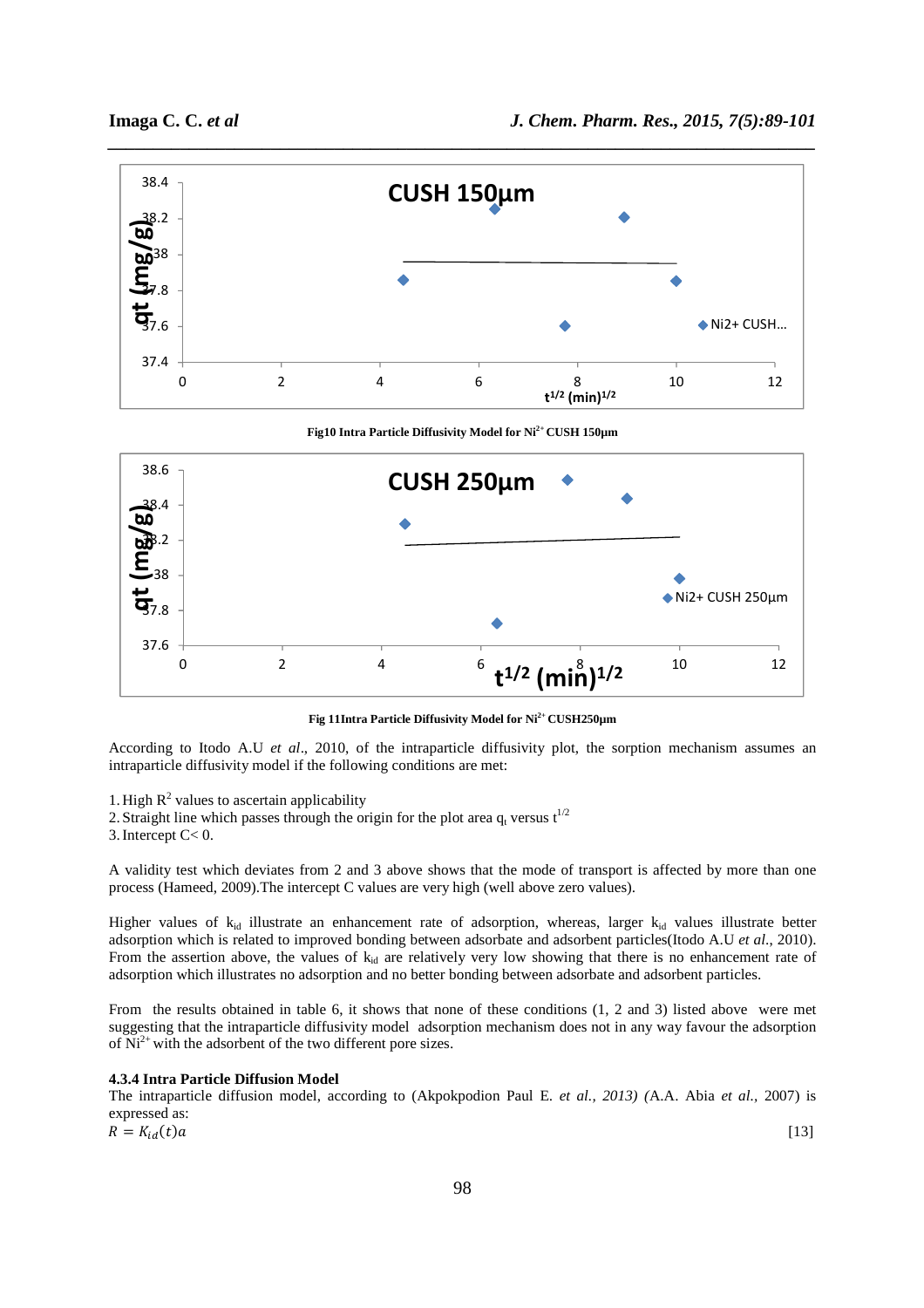Fig10 Intra Particle Diffusivity Model for $Ni^{2+}$ CUSH 150µm

Fig 11Intra Particle Diffusivity Model for $Ni^{2+}$ CUSH250µm

According to Itodo A.U *et al*., 2010, of the intraparticle diffusivity plot, the sorption mechanism assumes an intraparticle diffusivity model if the following conditions are met:

1. High $R^2$ values to ascertain applicability
2. Straight line which passes through the origin for the plot area $q_t$ versus $t^{1/2}$
3. Intercept C< 0.

A validity test which deviates from 2 and 3 above shows that the mode of transport is affected by more than one process (Hameed, 2009).The intercept C values are very high (well above zero values).

Higher values of $k_{id}$ illustrate an enhancement rate of adsorption, whereas, larger $k_{id}$ values illustrate better adsorption which is related to improved bonding between adsorbate and adsorbent particles(Itodo A.U *et al*., 2010). From the assertion above, the values of $k_{id}$ are relatively very low showing that there is no enhancement rate of adsorption which illustrates no adsorption and no better bonding between adsorbate and adsorbent particles.

From the results obtained in table 6, it shows that none of these conditions (1, 2 and 3) listed above were met suggesting that the intraparticle diffusivity model adsorption mechanism does not in any way favour the adsorption of $Ni^{2+}$ with the adsorbent of the two different pore sizes.

#### 4.3.4 Intra Particle Diffusion Model

The intraparticle diffusion model, according to (Akpokpodion Paul E. *et al., 2013) (*A.A. Abia *et al*., 2007) is expressed as:

$$R = K_{id}(t)a \qquad [13]$$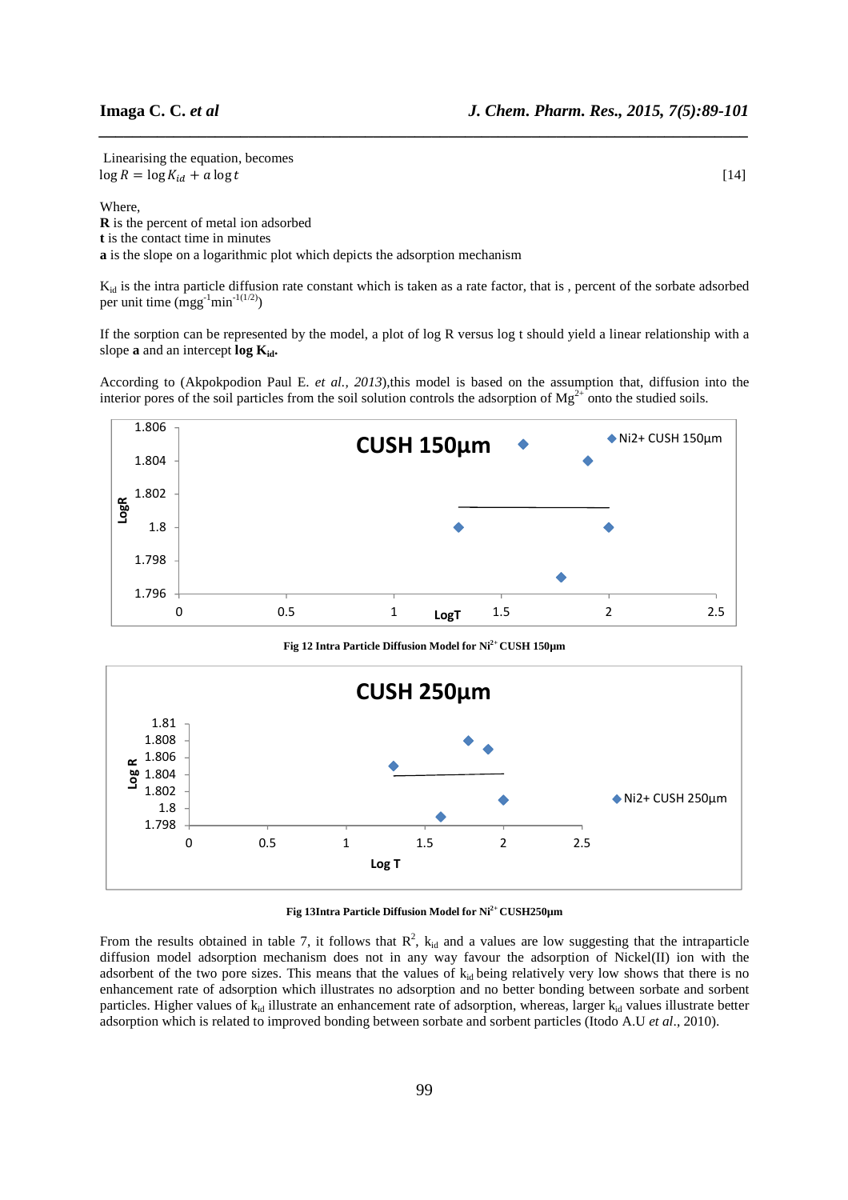Linearising the equation, becomes

$$\log R = \log K_{id} + a \log t \quad [14]$$

Where,

**R** is the percent of metal ion adsorbed
**t** is the contact time in minutes
**a** is the slope on a logarithmic plot which depicts the adsorption mechanism

$K_{id}$ is the intra particle diffusion rate constant which is taken as a rate factor, that is , percent of the sorbate adsorbed per unit time ($mgg^{-1}min^{-1(1/2)}$)

If the sorption can be represented by the model, a plot of log R versus log t should yield a linear relationship with a slope **a** and an intercept **log $K_{id}$.**

According to (Akpokpodion Paul E. *et al., 2013*),this model is based on the assumption that, diffusion into the interior pores of the soil particles from the soil solution controls the adsorption of $Mg^{2+}$ onto the studied soils.

**Fig 12 Intra Particle Diffusion Model for $Ni^{2+}$ CUSH 150µm**

**Fig 13Intra Particle Diffusion Model for $Ni^{2+}$ CUSH250µm**

From the results obtained in table 7, it follows that $R^2$, $k_{id}$ and a values are low suggesting that the intraparticle diffusion model adsorption mechanism does not in any way favour the adsorption of Nickel(II) ion with the adsorbent of the two pore sizes. This means that the values of $k_{id}$ being relatively very low shows that there is no enhancement rate of adsorption which illustrates no adsorption and no better bonding between sorbate and sorbent particles. Higher values of $k_{id}$ illustrate an enhancement rate of adsorption, whereas, larger $k_{id}$ values illustrate better adsorption which is related to improved bonding between sorbate and sorbent particles (Itodo A.U *et al*., 2010).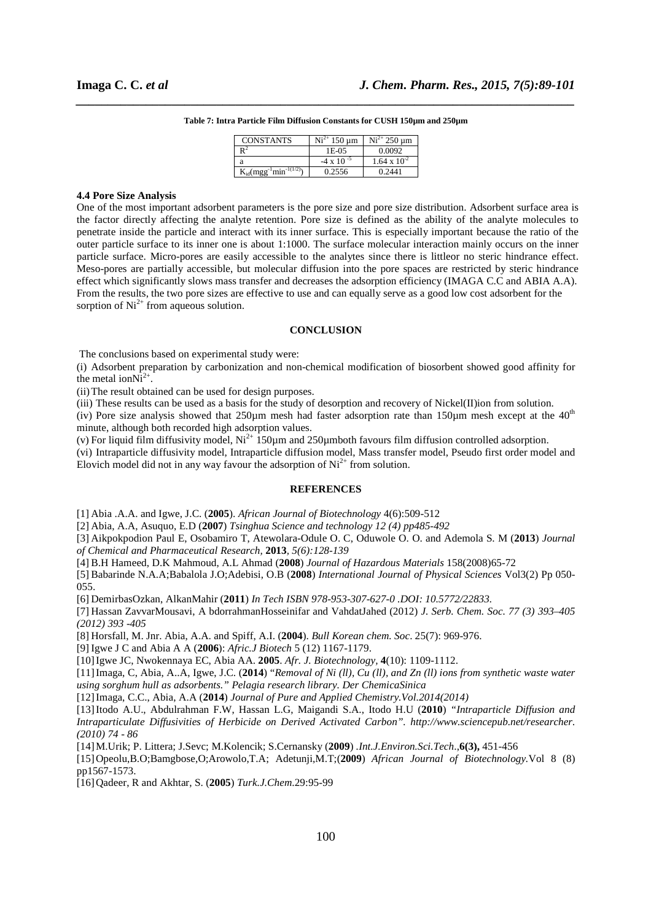**Table 7: Intra Particle Film Diffusion Constants for CUSH 150µm and 250µm**

| CONSTANTS | $Ni^{2+}$ 150 µm | $Ni^{2+}$ 250 µm |
|---|---|---|
| $R^2$ | 1E-05 | 0.0092 |
| a | $-4 \times 10^{-5}$ | $1.64 \times 10^{-2}$ |
| $K_{id}(mgg^{-1}min^{-1(1/2)})$ | 0.2556 | 0.2441 |

### 4.4 Pore Size Analysis

One of the most important adsorbent parameters is the pore size and pore size distribution. Adsorbent surface area is the factor directly affecting the analyte retention. Pore size is defined as the ability of the analyte molecules to penetrate inside the particle and interact with its inner surface. This is especially important because the ratio of the outer particle surface to its inner one is about 1:1000. The surface molecular interaction mainly occurs on the inner particle surface. Micro-pores are easily accessible to the analytes since there is littleor no steric hindrance effect. Meso-pores are partially accessible, but molecular diffusion into the pore spaces are restricted by steric hindrance effect which significantly slows mass transfer and decreases the adsorption efficiency (IMAGA C.C and ABIA A.A). From the results, the two pore sizes are effective to use and can equally serve as a good low cost adsorbent for the sorption of $Ni^{2+}$ from aqueous solution.

## CONCLUSION

The conclusions based on experimental study were:

(i) Adsorbent preparation by carbonization and non-chemical modification of biosorbent showed good affinity for the metal ion$Ni^{2+}$.

(ii) The result obtained can be used for design purposes.

(iii) These results can be used as a basis for the study of desorption and recovery of Nickel(II)ion from solution.

(iv) Pore size analysis showed that 250µm mesh had faster adsorption rate than 150µm mesh except at the 40$^{th}$ minute, although both recorded high adsorption values.

(v) For liquid film diffusivity model, $Ni^{2+}$ 150µm and 250µmboth favours film diffusion controlled adsorption.

(vi) Intraparticle diffusivity model, Intraparticle diffusion model, Mass transfer model, Pseudo first order model and Elovich model did not in any way favour the adsorption of $Ni^{2+}$ from solution.

## REFERENCES

[1] Abia .A.A. and Igwe, J.C. (**2005**). *African Journal of Biotechnology* 4(6):509-512

[2] Abia, A.A, Asuquo, E.D (**2007**) *Tsinghua Science and technology 12 (4) pp485-492*

[3] Aikpokpodion Paul E, Osobamiro T, Atewolara-Odule O. C, Oduwole O. O. and Ademola S. M (**2013**) *Journal of Chemical and Pharmaceutical Research,* **2013***, 5(6):128-139*

[4] B.H Hameed, D.K Mahmoud, A.L Ahmad (**2008**) *Journal of Hazardous Materials* 158(2008)65-72

[5] Babarinde N.A.A;Babalola J.O;Adebisi, O.B (**2008**) *International Journal of Physical Sciences* Vol3(2) Pp 050-055.

[6] DemirbasOzkan, AlkanMahir (**2011**) *In Tech ISBN 978-953-307-627-0 .DOI: 10.5772/22833.*

[7] Hassan ZavvarMousavi, A bdorrahmanHosseinifar and VahdatJahed (2012) *J. Serb. Chem. Soc. 77 (3) 393–405 (2012) 393 -405*

[8] Horsfall, M. Jnr. Abia, A.A. and Spiff, A.I. (**2004**). *Bull Korean chem. Soc*. 25(7): 969-976.

[9] Igwe J C and Abia A A (**2006**): *Afric.J Biotech* 5 (12) 1167-1179.

[10] Igwe JC, Nwokennaya EC, Abia AA. **2005**. *Afr. J. Biotechnology*, **4**(10): 1109-1112.

[11] Imaga, C, Abia, A..A, Igwe, J.C. (**2014**) "*Removal of Ni (ll), Cu (ll), and Zn (ll) ions from synthetic waste water using sorghum hull as adsorbents." Pelagia research library. Der ChemicaSinica*

[12] Imaga, C.C., Abia, A.A (**2014**) *Journal of Pure and Applied Chemistry.Vol.2014(2014)*

[13] Itodo A.U., Abdulrahman F.W, Hassan L.G, Maigandi S.A., Itodo H.U (**2010**) *"Intraparticle Diffusion and Intraparticulate Diffusivities of Herbicide on Derived Activated Carbon". http://www.sciencepub.net/researcher. (2010) 74 - 86*

[14] M.Urik; P. Littera; J.Sevc; M.Kolencik; S.Cernansky (**2009**) .*Int.J.Environ.Sci.Tech*.,**6(3),** 451-456

[15] Opeolu,B.O;Bamgbose,O;Arowolo,T.A; Adetunji,M.T;(**2009**) *African Journal of Biotechnology.*Vol 8 (8) pp1567-1573.

[16] Qadeer, R and Akhtar, S. (**2005**) *Turk.J.Chem*.29:95-99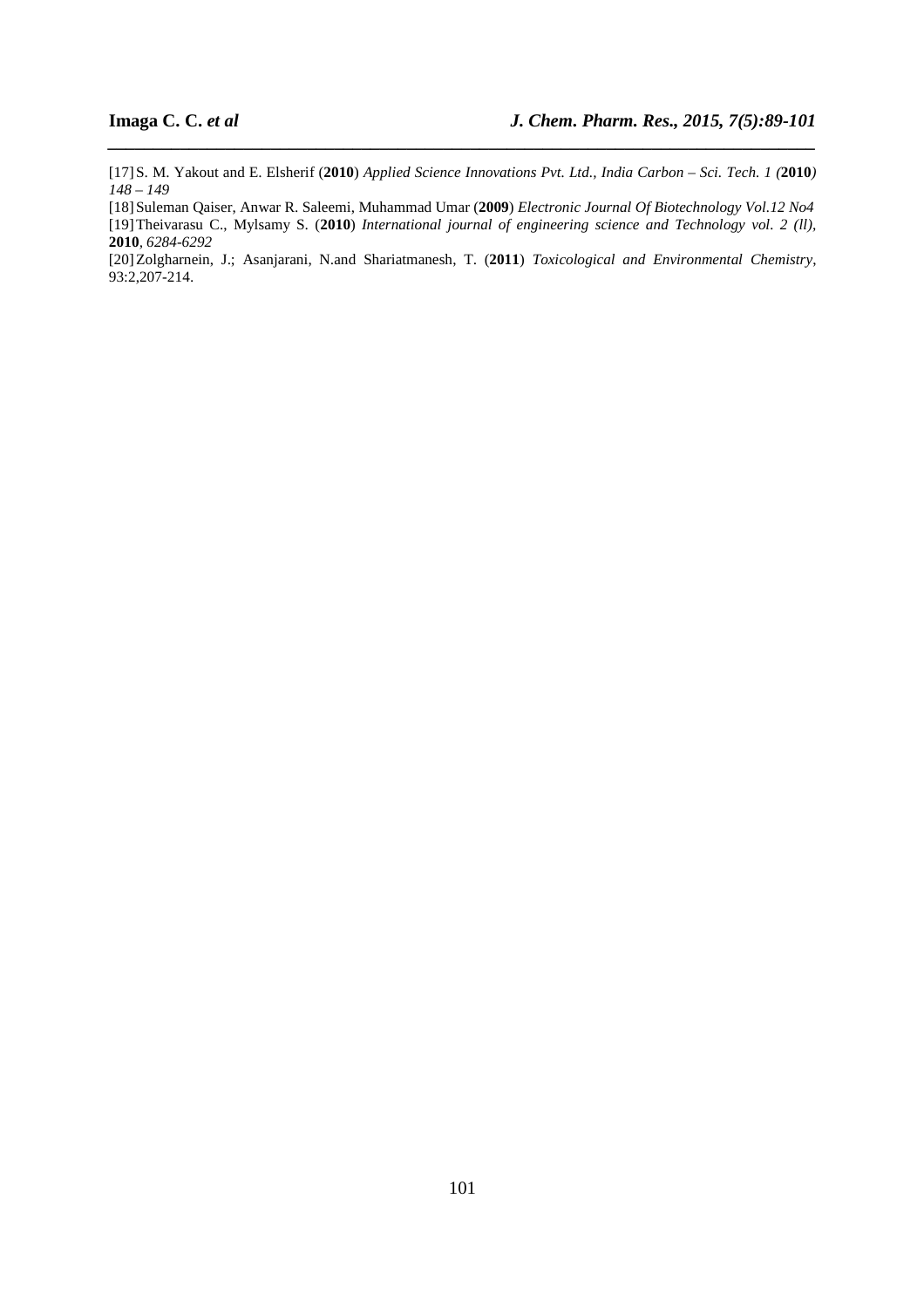[17] S. M. Yakout and E. Elsherif (**2010**) *Applied Science Innovations Pvt. Ltd., India Carbon – Sci. Tech. 1 (***2010***) 148 – 149*

[18] Suleman Qaiser, Anwar R. Saleemi, Muhammad Umar (**2009**) *Electronic Journal Of Biotechnology Vol.12 No4*

[19] Theivarasu C., Mylsamy S. (**2010**) *International journal of engineering science and Technology vol. 2 (ll),* **2010***, 6284-6292*

[20] Zolgharnein, J.; Asanjarani, N.and Shariatmanesh, T. (**2011**) *Toxicological and Environmental Chemistry*, 93:2,207-214.